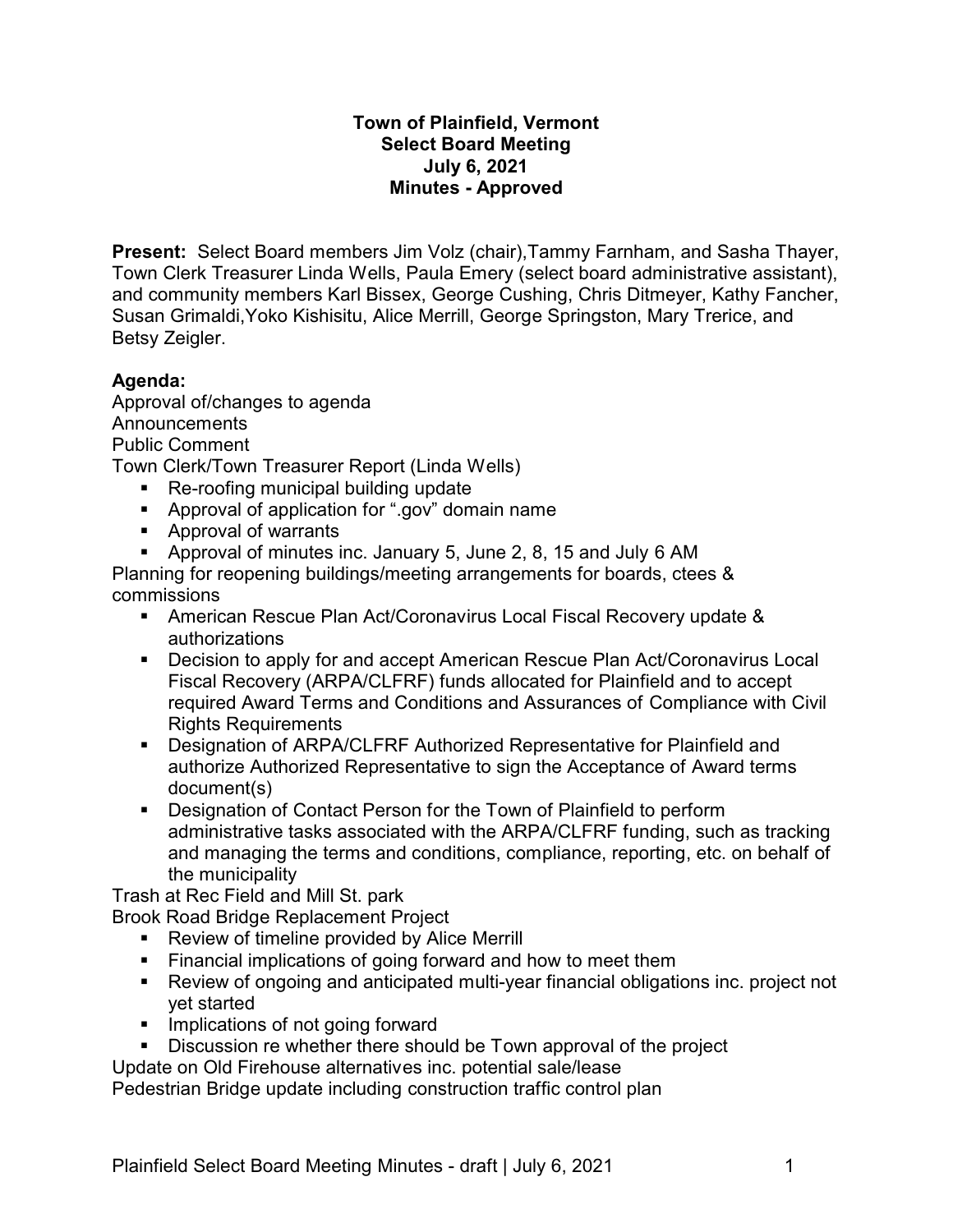**Town of Plainfield, Vermont**
**Select Board Meeting**
**July 6, 2021**
**Minutes - Approved**

**Present:** Select Board members Jim Volz (chair),Tammy Farnham, and Sasha Thayer, Town Clerk Treasurer Linda Wells, Paula Emery (select board administrative assistant), and community members Karl Bissex, George Cushing, Chris Ditmeyer, Kathy Fancher, Susan Grimaldi,Yoko Kishisitu, Alice Merrill, George Springston, Mary Trerice, and Betsy Zeigler.

**Agenda:**

Approval of/changes to agenda
Announcements
Public Comment
Town Clerk/Town Treasurer Report (Linda Wells)

- Re-roofing municipal building update
- Approval of application for ".gov" domain name
- Approval of warrants
- Approval of minutes inc. January 5, June 2, 8, 15 and July 6 AM

Planning for reopening buildings/meeting arrangements for boards, ctees & commissions

- American Rescue Plan Act/Coronavirus Local Fiscal Recovery update & authorizations
- Decision to apply for and accept American Rescue Plan Act/Coronavirus Local Fiscal Recovery (ARPA/CLFRF) funds allocated for Plainfield and to accept required Award Terms and Conditions and Assurances of Compliance with Civil Rights Requirements
- Designation of ARPA/CLFRF Authorized Representative for Plainfield and authorize Authorized Representative to sign the Acceptance of Award terms document(s)
- Designation of Contact Person for the Town of Plainfield to perform administrative tasks associated with the ARPA/CLFRF funding, such as tracking and managing the terms and conditions, compliance, reporting, etc. on behalf of the municipality

Trash at Rec Field and Mill St. park
Brook Road Bridge Replacement Project

- Review of timeline provided by Alice Merrill
- Financial implications of going forward and how to meet them
- Review of ongoing and anticipated multi-year financial obligations inc. project not yet started
- Implications of not going forward
- Discussion re whether there should be Town approval of the project

Update on Old Firehouse alternatives inc. potential sale/lease
Pedestrian Bridge update including construction traffic control plan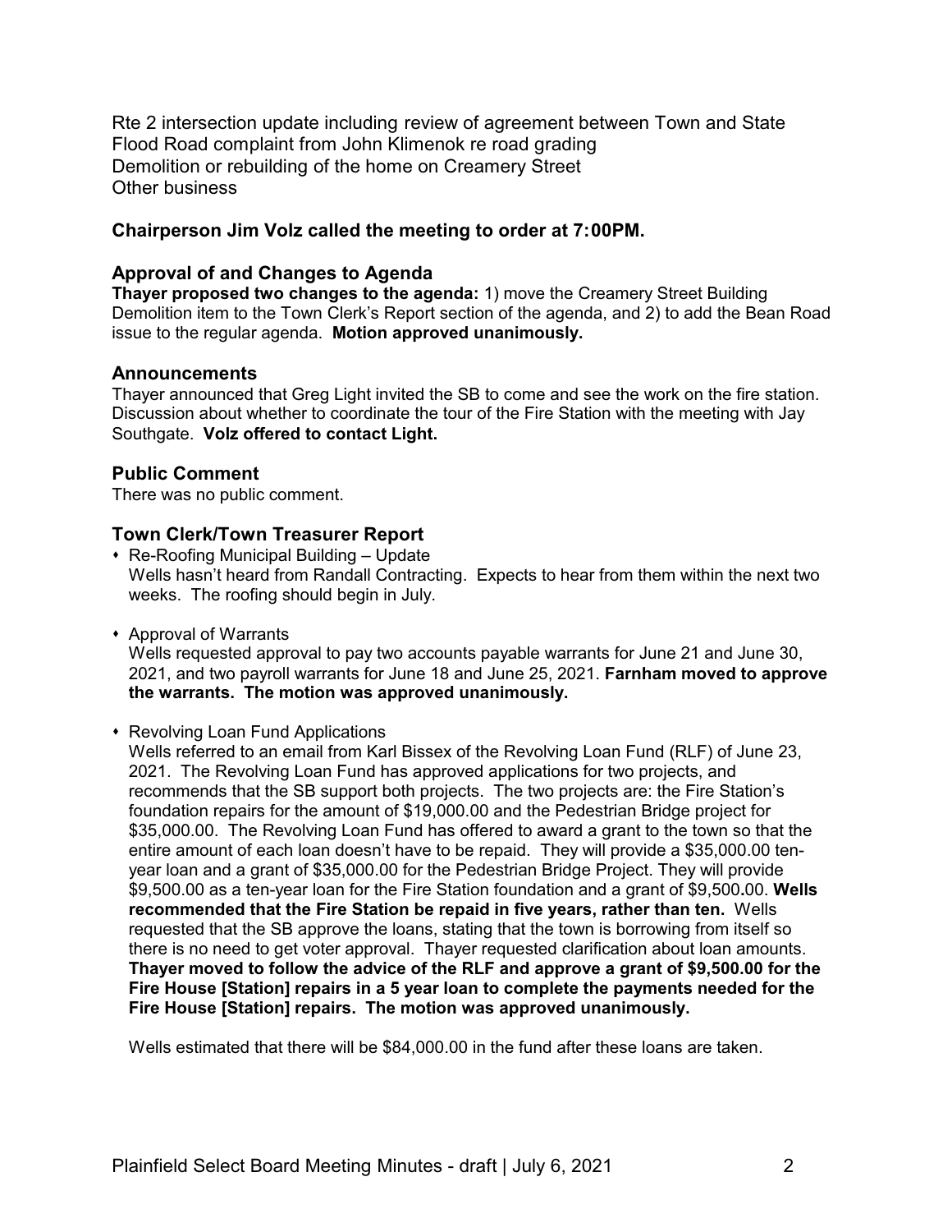Rte 2 intersection update including review of agreement between Town and State
Flood Road complaint from John Klimenok re road grading
Demolition or rebuilding of the home on Creamery Street
Other business

**Chairperson Jim Volz called the meeting to order at 7:00PM.**

## Approval of and Changes to Agenda

**Thayer proposed two changes to the agenda:** 1) move the Creamery Street Building Demolition item to the Town Clerk's Report section of the agenda, and 2) to add the Bean Road issue to the regular agenda. **Motion approved unanimously.**

## Announcements

Thayer announced that Greg Light invited the SB to come and see the work on the fire station. Discussion about whether to coordinate the tour of the Fire Station with the meeting with Jay Southgate. **Volz offered to contact Light.**

## Public Comment

There was no public comment.

## Town Clerk/Town Treasurer Report

- Re-Roofing Municipal Building – Update
  Wells hasn't heard from Randall Contracting. Expects to hear from them within the next two weeks. The roofing should begin in July.

- Approval of Warrants
  Wells requested approval to pay two accounts payable warrants for June 21 and June 30, 2021, and two payroll warrants for June 18 and June 25, 2021. **Farnham moved to approve the warrants. The motion was approved unanimously.**

- Revolving Loan Fund Applications
  Wells referred to an email from Karl Bissex of the Revolving Loan Fund (RLF) of June 23, 2021. The Revolving Loan Fund has approved applications for two projects, and recommends that the SB support both projects. The two projects are: the Fire Station's foundation repairs for the amount of $19,000.00 and the Pedestrian Bridge project for $35,000.00. The Revolving Loan Fund has offered to award a grant to the town so that the entire amount of each loan doesn't have to be repaid. They will provide a $35,000.00 ten-year loan and a grant of $35,000.00 for the Pedestrian Bridge Project. They will provide $9,500.00 as a ten-year loan for the Fire Station foundation and a grant of $9,500.00. **Wells recommended that the Fire Station be repaid in five years, rather than ten.** Wells requested that the SB approve the loans, stating that the town is borrowing from itself so there is no need to get voter approval. Thayer requested clarification about loan amounts. **Thayer moved to follow the advice of the RLF and approve a grant of $9,500.00 for the Fire House [Station] repairs in a 5 year loan to complete the payments needed for the Fire House [Station] repairs. The motion was approved unanimously.**

  Wells estimated that there will be $84,000.00 in the fund after these loans are taken.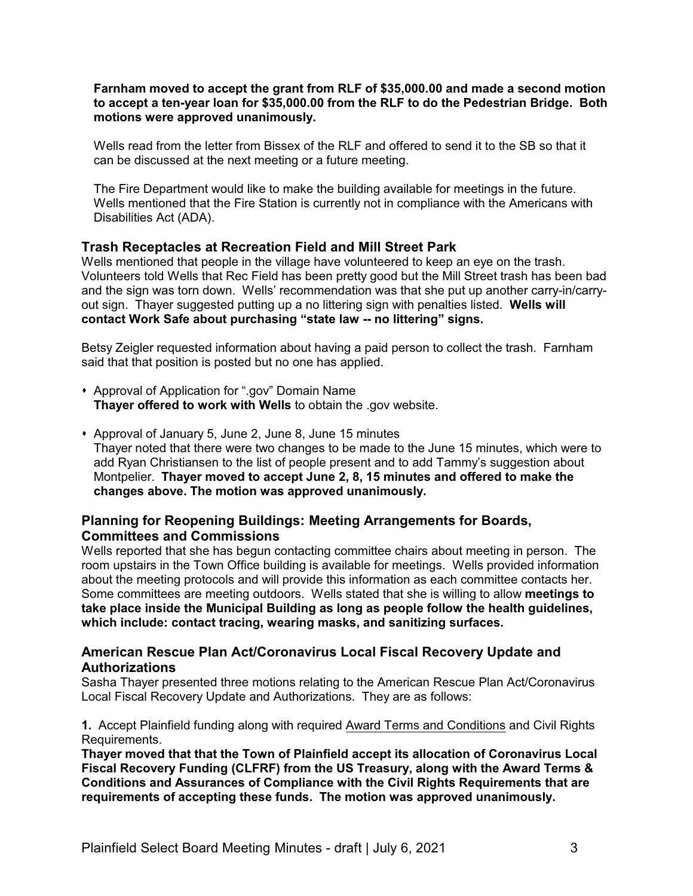**Farnham moved to accept the grant from RLF of $35,000.00 and made a second motion to accept a ten-year loan for $35,000.00 from the RLF to do the Pedestrian Bridge. Both motions were approved unanimously.**

Wells read from the letter from Bissex of the RLF and offered to send it to the SB so that it can be discussed at the next meeting or a future meeting.

The Fire Department would like to make the building available for meetings in the future. Wells mentioned that the Fire Station is currently not in compliance with the Americans with Disabilities Act (ADA).

## Trash Receptacles at Recreation Field and Mill Street Park

Wells mentioned that people in the village have volunteered to keep an eye on the trash. Volunteers told Wells that Rec Field has been pretty good but the Mill Street trash has been bad and the sign was torn down. Wells' recommendation was that she put up another carry-in/carry-out sign. Thayer suggested putting up a no littering sign with penalties listed. **Wells will contact Work Safe about purchasing "state law -- no littering" signs.**

Betsy Zeigler requested information about having a paid person to collect the trash. Farnham said that that position is posted but no one has applied.

- Approval of Application for ".gov" Domain Name
  **Thayer offered to work with Wells** to obtain the .gov website.

- Approval of January 5, June 2, June 8, June 15 minutes
  Thayer noted that there were two changes to be made to the June 15 minutes, which were to add Ryan Christiansen to the list of people present and to add Tammy's suggestion about Montpelier. **Thayer moved to accept June 2, 8, 15 minutes and offered to make the changes above. The motion was approved unanimously.**

## Planning for Reopening Buildings: Meeting Arrangements for Boards, Committees and Commissions

Wells reported that she has begun contacting committee chairs about meeting in person. The room upstairs in the Town Office building is available for meetings. Wells provided information about the meeting protocols and will provide this information as each committee contacts her. Some committees are meeting outdoors. Wells stated that she is willing to allow **meetings to take place inside the Municipal Building as long as people follow the health guidelines, which include: contact tracing, wearing masks, and sanitizing surfaces.**

## American Rescue Plan Act/Coronavirus Local Fiscal Recovery Update and Authorizations

Sasha Thayer presented three motions relating to the American Rescue Plan Act/Coronavirus Local Fiscal Recovery Update and Authorizations. They are as follows:

**1.** Accept Plainfield funding along with required Award Terms and Conditions and Civil Rights Requirements.

**Thayer moved that that the Town of Plainfield accept its allocation of Coronavirus Local Fiscal Recovery Funding (CLFRF) from the US Treasury, along with the Award Terms & Conditions and Assurances of Compliance with the Civil Rights Requirements that are requirements of accepting these funds. The motion was approved unanimously.**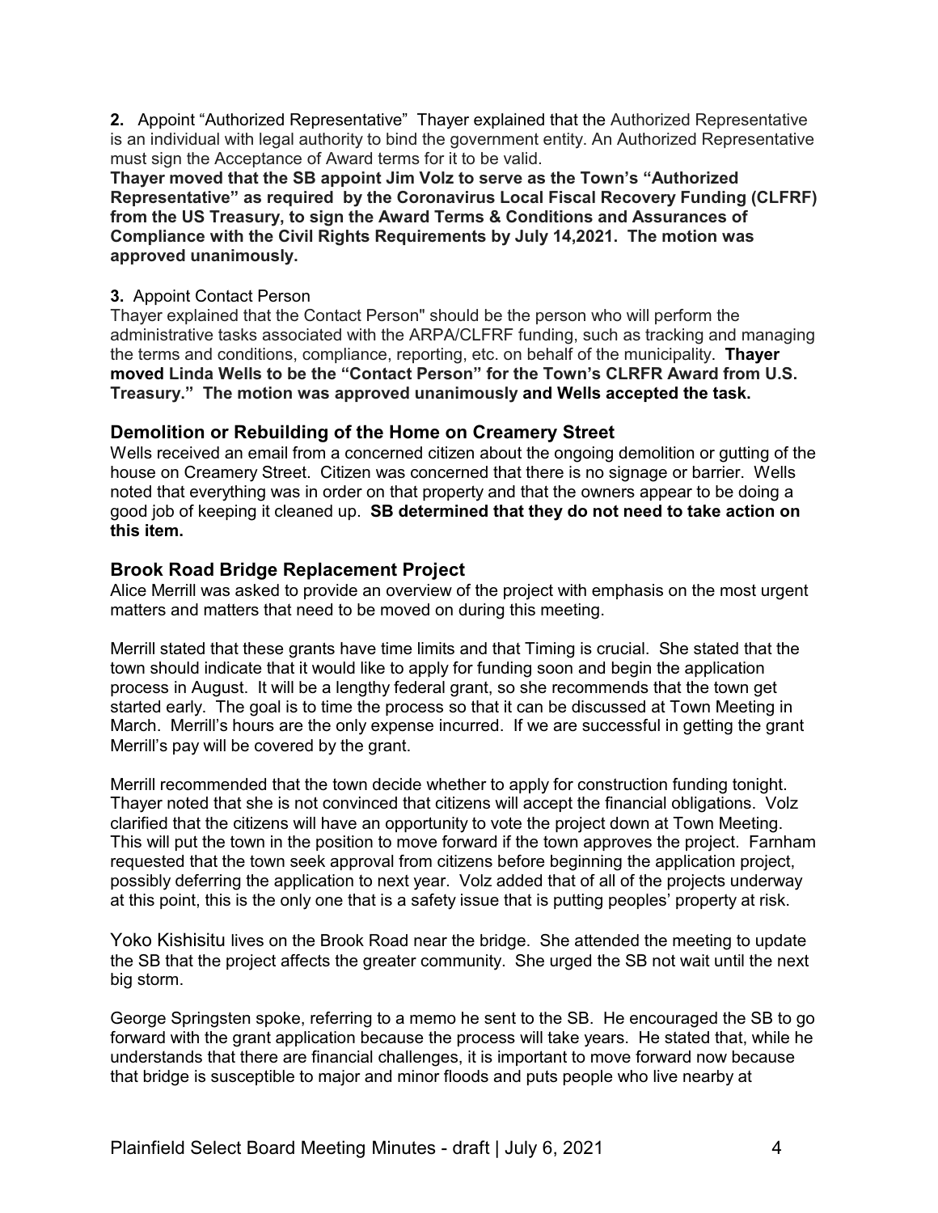**2.** Appoint "Authorized Representative" Thayer explained that the Authorized Representative is an individual with legal authority to bind the government entity. An Authorized Representative must sign the Acceptance of Award terms for it to be valid.

**Thayer moved that the SB appoint Jim Volz to serve as the Town's "Authorized Representative" as required by the Coronavirus Local Fiscal Recovery Funding (CLFRF) from the US Treasury, to sign the Award Terms & Conditions and Assurances of Compliance with the Civil Rights Requirements by July 14,2021. The motion was approved unanimously.**

**3.** Appoint Contact Person

Thayer explained that the Contact Person" should be the person who will perform the administrative tasks associated with the ARPA/CLFRF funding, such as tracking and managing the terms and conditions, compliance, reporting, etc. on behalf of the municipality. **Thayer moved Linda Wells to be the "Contact Person" for the Town's CLRFR Award from U.S. Treasury." The motion was approved unanimously and Wells accepted the task.**

## Demolition or Rebuilding of the Home on Creamery Street

Wells received an email from a concerned citizen about the ongoing demolition or gutting of the house on Creamery Street. Citizen was concerned that there is no signage or barrier. Wells noted that everything was in order on that property and that the owners appear to be doing a good job of keeping it cleaned up. **SB determined that they do not need to take action on this item.**

## Brook Road Bridge Replacement Project

Alice Merrill was asked to provide an overview of the project with emphasis on the most urgent matters and matters that need to be moved on during this meeting.

Merrill stated that these grants have time limits and that Timing is crucial. She stated that the town should indicate that it would like to apply for funding soon and begin the application process in August. It will be a lengthy federal grant, so she recommends that the town get started early. The goal is to time the process so that it can be discussed at Town Meeting in March. Merrill's hours are the only expense incurred. If we are successful in getting the grant Merrill's pay will be covered by the grant.

Merrill recommended that the town decide whether to apply for construction funding tonight. Thayer noted that she is not convinced that citizens will accept the financial obligations. Volz clarified that the citizens will have an opportunity to vote the project down at Town Meeting. This will put the town in the position to move forward if the town approves the project. Farnham requested that the town seek approval from citizens before beginning the application project, possibly deferring the application to next year. Volz added that of all of the projects underway at this point, this is the only one that is a safety issue that is putting peoples' property at risk.

Yoko Kishisitu lives on the Brook Road near the bridge. She attended the meeting to update the SB that the project affects the greater community. She urged the SB not wait until the next big storm.

George Springsten spoke, referring to a memo he sent to the SB. He encouraged the SB to go forward with the grant application because the process will take years. He stated that, while he understands that there are financial challenges, it is important to move forward now because that bridge is susceptible to major and minor floods and puts people who live nearby at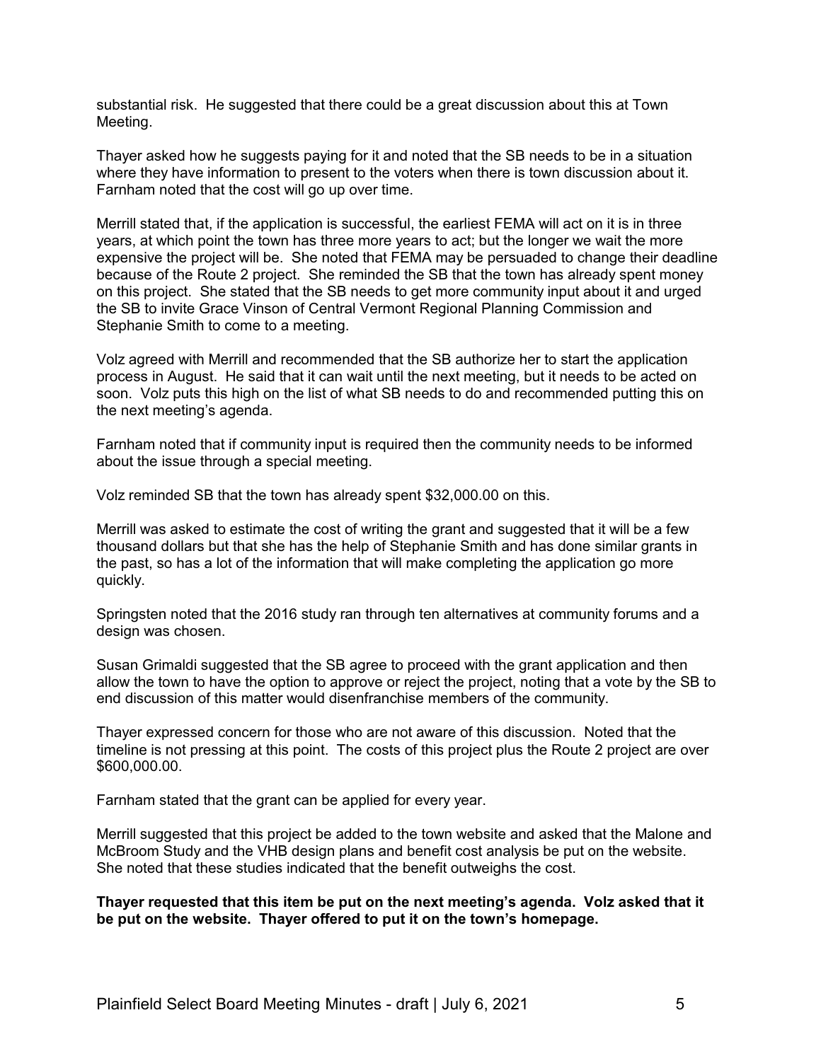substantial risk. He suggested that there could be a great discussion about this at Town Meeting.

Thayer asked how he suggests paying for it and noted that the SB needs to be in a situation where they have information to present to the voters when there is town discussion about it. Farnham noted that the cost will go up over time.

Merrill stated that, if the application is successful, the earliest FEMA will act on it is in three years, at which point the town has three more years to act; but the longer we wait the more expensive the project will be. She noted that FEMA may be persuaded to change their deadline because of the Route 2 project. She reminded the SB that the town has already spent money on this project. She stated that the SB needs to get more community input about it and urged the SB to invite Grace Vinson of Central Vermont Regional Planning Commission and Stephanie Smith to come to a meeting.

Volz agreed with Merrill and recommended that the SB authorize her to start the application process in August. He said that it can wait until the next meeting, but it needs to be acted on soon. Volz puts this high on the list of what SB needs to do and recommended putting this on the next meeting's agenda.

Farnham noted that if community input is required then the community needs to be informed about the issue through a special meeting.

Volz reminded SB that the town has already spent $32,000.00 on this.

Merrill was asked to estimate the cost of writing the grant and suggested that it will be a few thousand dollars but that she has the help of Stephanie Smith and has done similar grants in the past, so has a lot of the information that will make completing the application go more quickly.

Springsten noted that the 2016 study ran through ten alternatives at community forums and a design was chosen.

Susan Grimaldi suggested that the SB agree to proceed with the grant application and then allow the town to have the option to approve or reject the project, noting that a vote by the SB to end discussion of this matter would disenfranchise members of the community.

Thayer expressed concern for those who are not aware of this discussion. Noted that the timeline is not pressing at this point. The costs of this project plus the Route 2 project are over $600,000.00.

Farnham stated that the grant can be applied for every year.

Merrill suggested that this project be added to the town website and asked that the Malone and McBroom Study and the VHB design plans and benefit cost analysis be put on the website. She noted that these studies indicated that the benefit outweighs the cost.

**Thayer requested that this item be put on the next meeting's agenda. Volz asked that it be put on the website. Thayer offered to put it on the town's homepage.**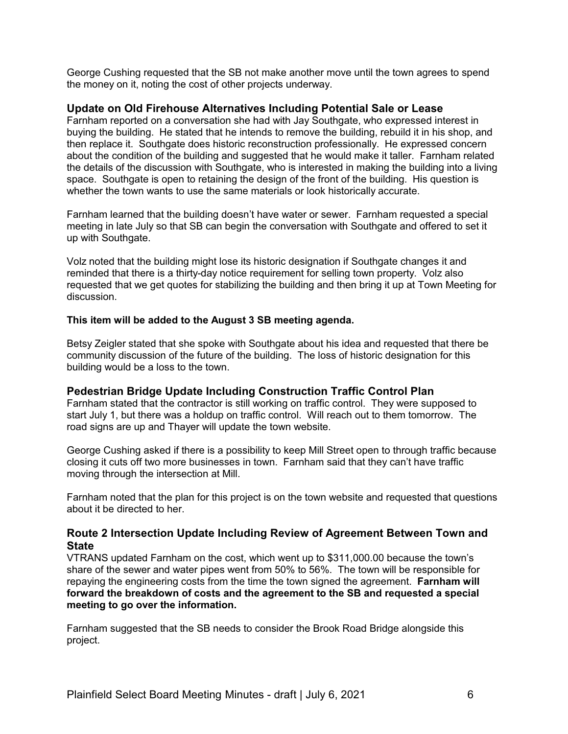George Cushing requested that the SB not make another move until the town agrees to spend the money on it, noting the cost of other projects underway.

## Update on Old Firehouse Alternatives Including Potential Sale or Lease

Farnham reported on a conversation she had with Jay Southgate, who expressed interest in buying the building. He stated that he intends to remove the building, rebuild it in his shop, and then replace it. Southgate does historic reconstruction professionally. He expressed concern about the condition of the building and suggested that he would make it taller. Farnham related the details of the discussion with Southgate, who is interested in making the building into a living space. Southgate is open to retaining the design of the front of the building. His question is whether the town wants to use the same materials or look historically accurate.

Farnham learned that the building doesn't have water or sewer. Farnham requested a special meeting in late July so that SB can begin the conversation with Southgate and offered to set it up with Southgate.

Volz noted that the building might lose its historic designation if Southgate changes it and reminded that there is a thirty-day notice requirement for selling town property. Volz also requested that we get quotes for stabilizing the building and then bring it up at Town Meeting for discussion.

**This item will be added to the August 3 SB meeting agenda.**

Betsy Zeigler stated that she spoke with Southgate about his idea and requested that there be community discussion of the future of the building. The loss of historic designation for this building would be a loss to the town.

## Pedestrian Bridge Update Including Construction Traffic Control Plan

Farnham stated that the contractor is still working on traffic control. They were supposed to start July 1, but there was a holdup on traffic control. Will reach out to them tomorrow. The road signs are up and Thayer will update the town website.

George Cushing asked if there is a possibility to keep Mill Street open to through traffic because closing it cuts off two more businesses in town. Farnham said that they can't have traffic moving through the intersection at Mill.

Farnham noted that the plan for this project is on the town website and requested that questions about it be directed to her.

## Route 2 Intersection Update Including Review of Agreement Between Town and State

VTRANS updated Farnham on the cost, which went up to $311,000.00 because the town's share of the sewer and water pipes went from 50% to 56%. The town will be responsible for repaying the engineering costs from the time the town signed the agreement. **Farnham will forward the breakdown of costs and the agreement to the SB and requested a special meeting to go over the information.**

Farnham suggested that the SB needs to consider the Brook Road Bridge alongside this project.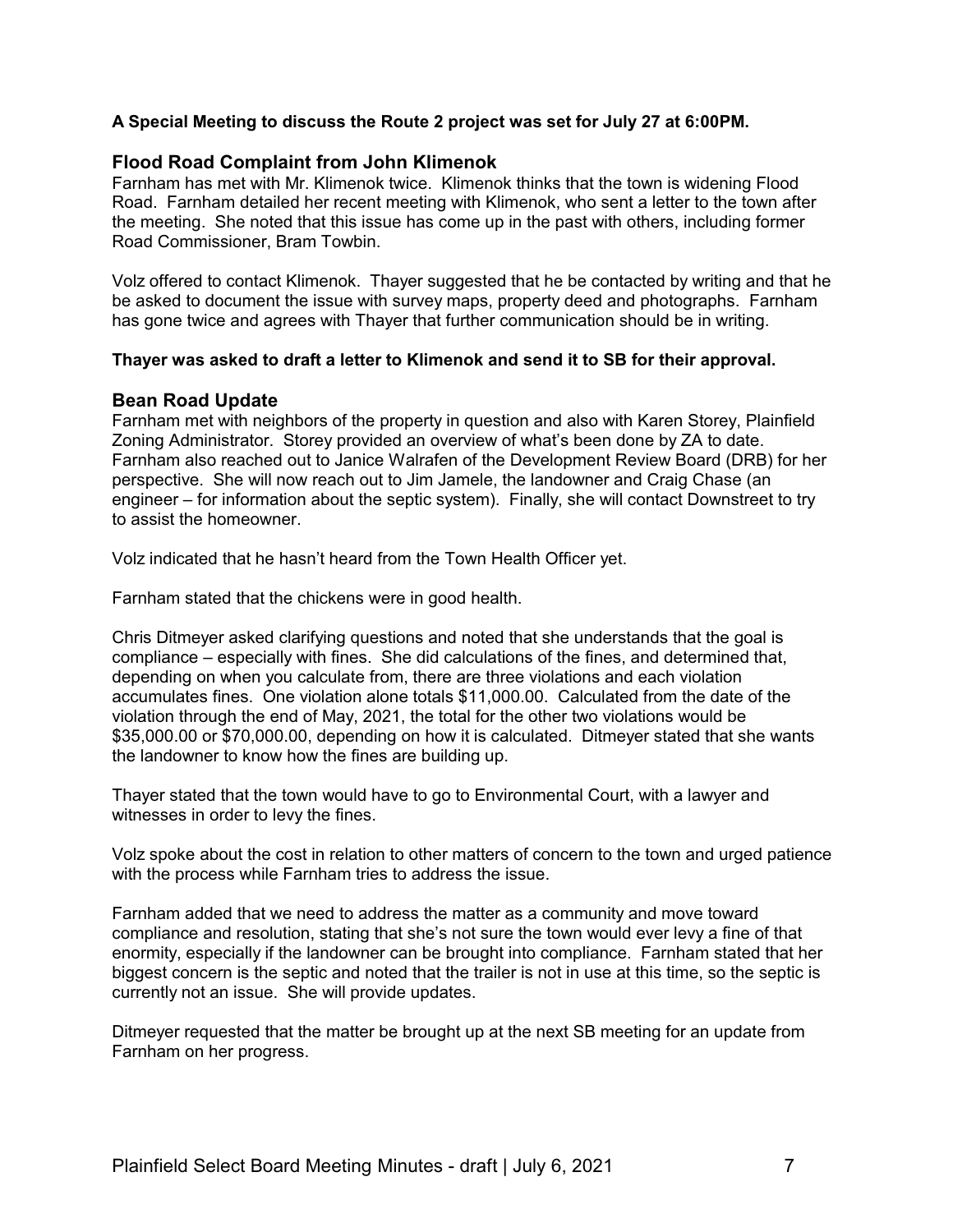**A Special Meeting to discuss the Route 2 project was set for July 27 at 6:00PM.**

## Flood Road Complaint from John Klimenok

Farnham has met with Mr. Klimenok twice. Klimenok thinks that the town is widening Flood Road. Farnham detailed her recent meeting with Klimenok, who sent a letter to the town after the meeting. She noted that this issue has come up in the past with others, including former Road Commissioner, Bram Towbin.

Volz offered to contact Klimenok. Thayer suggested that he be contacted by writing and that he be asked to document the issue with survey maps, property deed and photographs. Farnham has gone twice and agrees with Thayer that further communication should be in writing.

**Thayer was asked to draft a letter to Klimenok and send it to SB for their approval.**

## Bean Road Update

Farnham met with neighbors of the property in question and also with Karen Storey, Plainfield Zoning Administrator. Storey provided an overview of what's been done by ZA to date. Farnham also reached out to Janice Walrafen of the Development Review Board (DRB) for her perspective. She will now reach out to Jim Jamele, the landowner and Craig Chase (an engineer – for information about the septic system). Finally, she will contact Downstreet to try to assist the homeowner.

Volz indicated that he hasn't heard from the Town Health Officer yet.

Farnham stated that the chickens were in good health.

Chris Ditmeyer asked clarifying questions and noted that she understands that the goal is compliance – especially with fines. She did calculations of the fines, and determined that, depending on when you calculate from, there are three violations and each violation accumulates fines. One violation alone totals $11,000.00. Calculated from the date of the violation through the end of May, 2021, the total for the other two violations would be $35,000.00 or $70,000.00, depending on how it is calculated. Ditmeyer stated that she wants the landowner to know how the fines are building up.

Thayer stated that the town would have to go to Environmental Court, with a lawyer and witnesses in order to levy the fines.

Volz spoke about the cost in relation to other matters of concern to the town and urged patience with the process while Farnham tries to address the issue.

Farnham added that we need to address the matter as a community and move toward compliance and resolution, stating that she's not sure the town would ever levy a fine of that enormity, especially if the landowner can be brought into compliance. Farnham stated that her biggest concern is the septic and noted that the trailer is not in use at this time, so the septic is currently not an issue. She will provide updates.

Ditmeyer requested that the matter be brought up at the next SB meeting for an update from Farnham on her progress.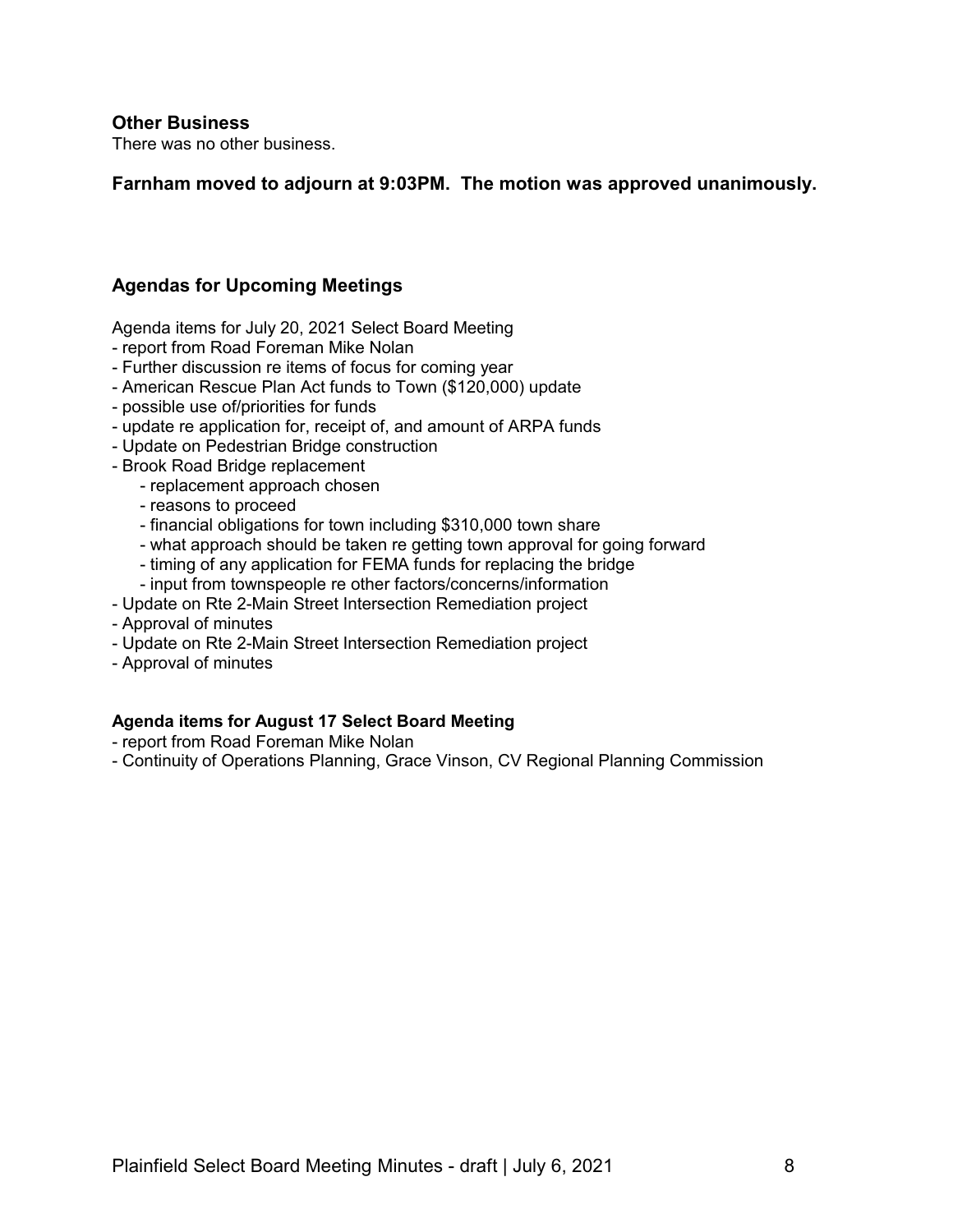## Other Business

There was no other business.

**Farnham moved to adjourn at 9:03PM. The motion was approved unanimously.**

## Agendas for Upcoming Meetings

Agenda items for July 20, 2021 Select Board Meeting

- report from Road Foreman Mike Nolan
- Further discussion re items of focus for coming year
- American Rescue Plan Act funds to Town ($120,000) update
- possible use of/priorities for funds
- update re application for, receipt of, and amount of ARPA funds
- Update on Pedestrian Bridge construction
- Brook Road Bridge replacement
  - replacement approach chosen
  - reasons to proceed
  - financial obligations for town including $310,000 town share
  - what approach should be taken re getting town approval for going forward
  - timing of any application for FEMA funds for replacing the bridge
  - input from townspeople re other factors/concerns/information
- Update on Rte 2-Main Street Intersection Remediation project
- Approval of minutes
- Update on Rte 2-Main Street Intersection Remediation project
- Approval of minutes

**Agenda items for August 17 Select Board Meeting**

- report from Road Foreman Mike Nolan
- Continuity of Operations Planning, Grace Vinson, CV Regional Planning Commission